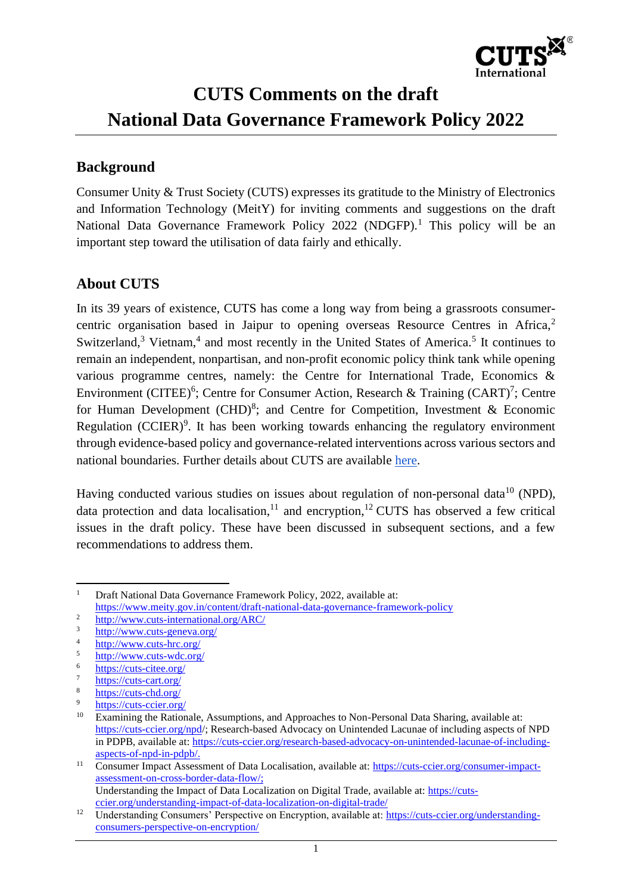# CUTS Comments on the draft National Data Governance Framework Policy 2022

## Background

Consumer Unity & Trust Society (CUTS) expresses its gratitude to the Ministry of Electronics and Information Technology (MeitY) for inviting comments and suggestions on the draft National Data Governance Framework Policy 2022 (NDGFP).[1] This policy will be an important step toward the utilisation of data fairly and ethically.

## About CUTS

In its 39 years of existence, CUTS has come a long way from being a grassroots consumer-centric organisation based in Jaipur to opening overseas Resource Centres in Africa,[2] Switzerland,[3] Vietnam,[4] and most recently in the United States of America.[5] It continues to remain an independent, nonpartisan, and non-profit economic policy think tank while opening various programme centres, namely: the Centre for International Trade, Economics & Environment (CITEE)[6]; Centre for Consumer Action, Research & Training (CART)[7]; Centre for Human Development (CHD)[8]; and Centre for Competition, Investment & Economic Regulation (CCIER)[9]. It has been working towards enhancing the regulatory environment through evidence-based policy and governance-related interventions across various sectors and national boundaries. Further details about CUTS are available here.

Having conducted various studies on issues about regulation of non-personal data[10] (NPD), data protection and data localisation,[11] and encryption,[12] CUTS has observed a few critical issues in the draft policy. These have been discussed in subsequent sections, and a few recommendations to address them.

---

[1] Draft National Data Governance Framework Policy, 2022, available at: https://www.meity.gov.in/content/draft-national-data-governance-framework-policy

[2] http://www.cuts-international.org/ARC/

[3] http://www.cuts-geneva.org/

[4] http://www.cuts-hrc.org/

[5] http://www.cuts-wdc.org/

[6] https://cuts-citee.org/

[7] https://cuts-cart.org/

[8] https://cuts-chd.org/

[9] https://cuts-ccier.org/

[10] Examining the Rationale, Assumptions, and Approaches to Non-Personal Data Sharing, available at: https://cuts-ccier.org/npd/; Research-based Advocacy on Unintended Lacunae of including aspects of NPD in PDPB, available at: https://cuts-ccier.org/research-based-advocacy-on-unintended-lacunae-of-including-aspects-of-npd-in-pdpb/.

[11] Consumer Impact Assessment of Data Localisation, available at: https://cuts-ccier.org/consumer-impact-assessment-on-cross-border-data-flow/; Understanding the Impact of Data Localization on Digital Trade, available at: https://cuts-ccier.org/understanding-impact-of-data-localization-on-digital-trade/

[12] Understanding Consumers' Perspective on Encryption, available at: https://cuts-ccier.org/understanding-consumers-perspective-on-encryption/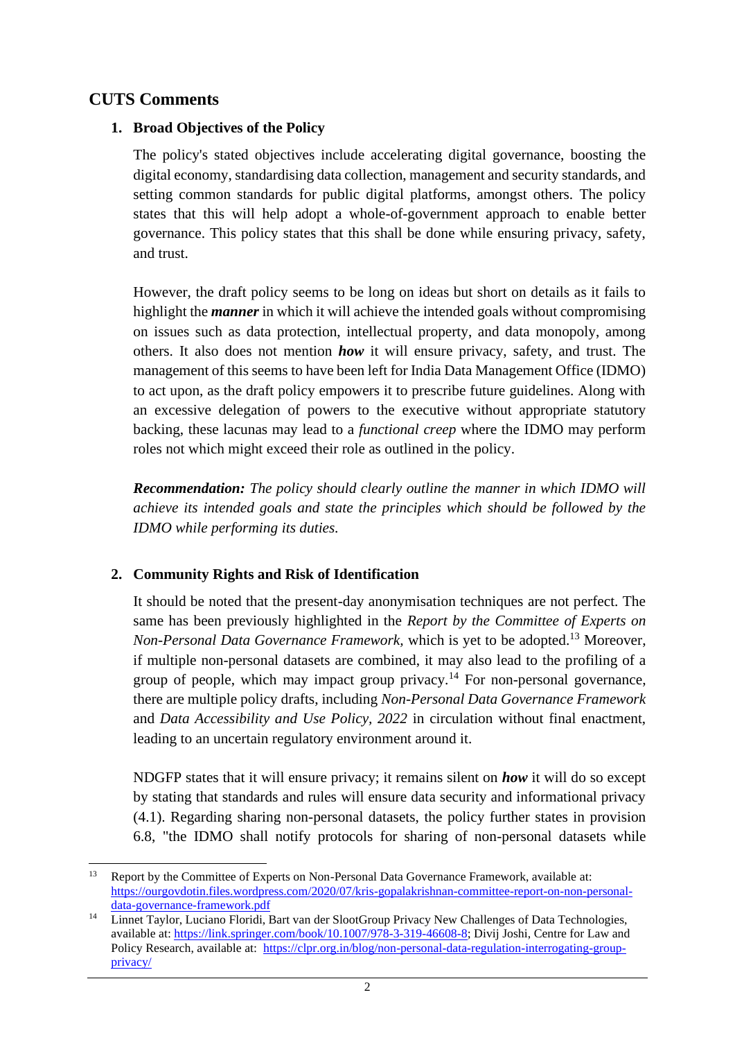## CUTS Comments

### 1. Broad Objectives of the Policy

The policy's stated objectives include accelerating digital governance, boosting the digital economy, standardising data collection, management and security standards, and setting common standards for public digital platforms, amongst others. The policy states that this will help adopt a whole-of-government approach to enable better governance. This policy states that this shall be done while ensuring privacy, safety, and trust.

However, the draft policy seems to be long on ideas but short on details as it fails to highlight the ***manner*** in which it will achieve the intended goals without compromising on issues such as data protection, intellectual property, and data monopoly, among others. It also does not mention ***how*** it will ensure privacy, safety, and trust. The management of this seems to have been left for India Data Management Office (IDMO) to act upon, as the draft policy empowers it to prescribe future guidelines. Along with an excessive delegation of powers to the executive without appropriate statutory backing, these lacunas may lead to a *functional creep* where the IDMO may perform roles not which might exceed their role as outlined in the policy.

***Recommendation:*** *The policy should clearly outline the manner in which IDMO will achieve its intended goals and state the principles which should be followed by the IDMO while performing its duties.*

### 2. Community Rights and Risk of Identification

It should be noted that the present-day anonymisation techniques are not perfect. The same has been previously highlighted in the *Report by the Committee of Experts on Non-Personal Data Governance Framework*, which is yet to be adopted.[13] Moreover, if multiple non-personal datasets are combined, it may also lead to the profiling of a group of people, which may impact group privacy.[14] For non-personal governance, there are multiple policy drafts, including *Non-Personal Data Governance Framework* and *Data Accessibility and Use Policy, 2022* in circulation without final enactment, leading to an uncertain regulatory environment around it.

NDGFP states that it will ensure privacy; it remains silent on ***how*** it will do so except by stating that standards and rules will ensure data security and informational privacy (4.1). Regarding sharing non-personal datasets, the policy further states in provision 6.8, "the IDMO shall notify protocols for sharing of non-personal datasets while

---

[13] Report by the Committee of Experts on Non-Personal Data Governance Framework, available at: https://ourgovdotin.files.wordpress.com/2020/07/kris-gopalakrishnan-committee-report-on-non-personal-data-governance-framework.pdf

[14] Linnet Taylor, Luciano Floridi, Bart van der SlootGroup Privacy New Challenges of Data Technologies, available at: https://link.springer.com/book/10.1007/978-3-319-46608-8; Divij Joshi, Centre for Law and Policy Research, available at: https://clpr.org.in/blog/non-personal-data-regulation-interrogating-group-privacy/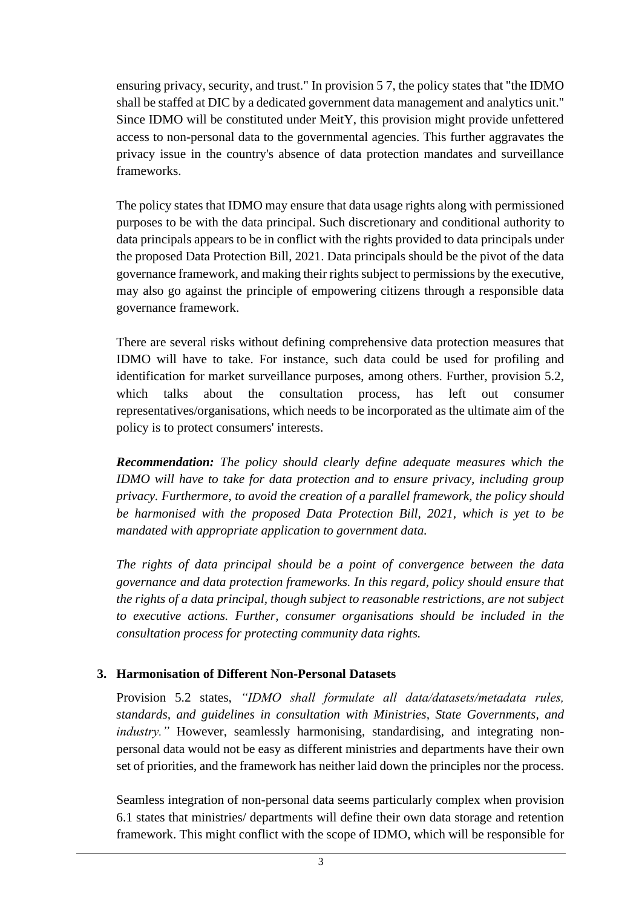ensuring privacy, security, and trust." In provision 5 7, the policy states that "the IDMO shall be staffed at DIC by a dedicated government data management and analytics unit." Since IDMO will be constituted under MeitY, this provision might provide unfettered access to non-personal data to the governmental agencies. This further aggravates the privacy issue in the country's absence of data protection mandates and surveillance frameworks.

The policy states that IDMO may ensure that data usage rights along with permissioned purposes to be with the data principal. Such discretionary and conditional authority to data principals appears to be in conflict with the rights provided to data principals under the proposed Data Protection Bill, 2021. Data principals should be the pivot of the data governance framework, and making their rights subject to permissions by the executive, may also go against the principle of empowering citizens through a responsible data governance framework.

There are several risks without defining comprehensive data protection measures that IDMO will have to take. For instance, such data could be used for profiling and identification for market surveillance purposes, among others. Further, provision 5.2, which talks about the consultation process, has left out consumer representatives/organisations, which needs to be incorporated as the ultimate aim of the policy is to protect consumers' interests.

***Recommendation:*** *The policy should clearly define adequate measures which the IDMO will have to take for data protection and to ensure privacy, including group privacy. Furthermore, to avoid the creation of a parallel framework, the policy should be harmonised with the proposed Data Protection Bill, 2021, which is yet to be mandated with appropriate application to government data.*

*The rights of data principal should be a point of convergence between the data governance and data protection frameworks. In this regard, policy should ensure that the rights of a data principal, though subject to reasonable restrictions, are not subject to executive actions. Further, consumer organisations should be included in the consultation process for protecting community data rights.*

### 3. Harmonisation of Different Non-Personal Datasets

Provision 5.2 states, *"IDMO shall formulate all data/datasets/metadata rules, standards, and guidelines in consultation with Ministries, State Governments, and industry."* However, seamlessly harmonising, standardising, and integrating non-personal data would not be easy as different ministries and departments have their own set of priorities, and the framework has neither laid down the principles nor the process.

Seamless integration of non-personal data seems particularly complex when provision 6.1 states that ministries/ departments will define their own data storage and retention framework. This might conflict with the scope of IDMO, which will be responsible for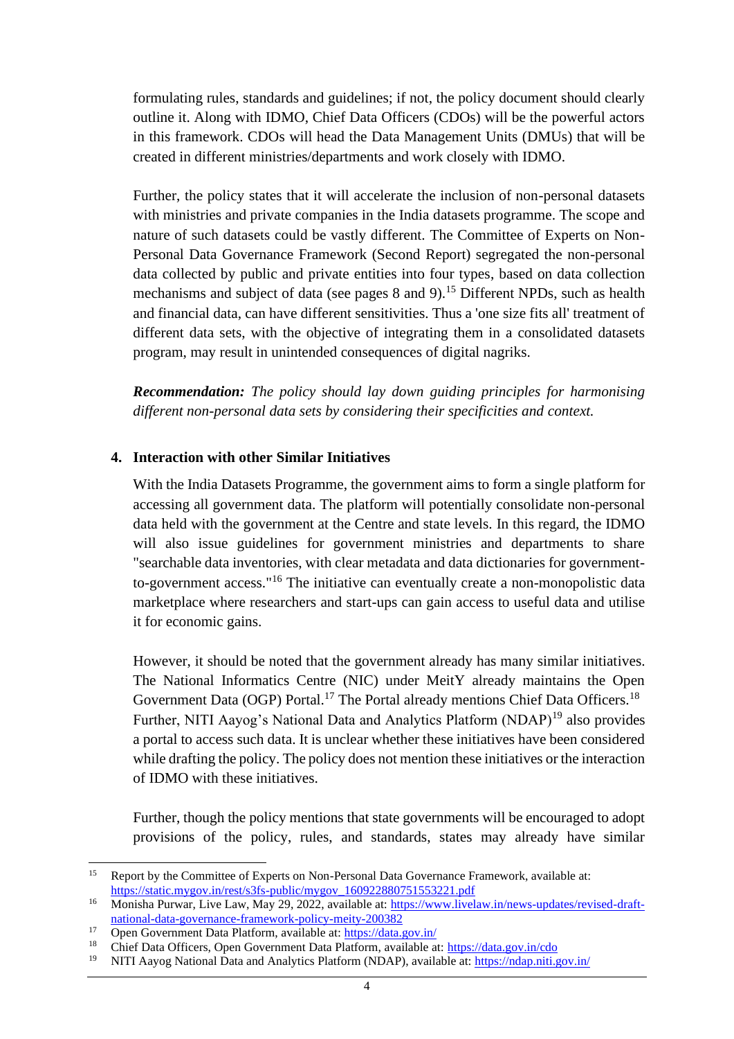formulating rules, standards and guidelines; if not, the policy document should clearly outline it. Along with IDMO, Chief Data Officers (CDOs) will be the powerful actors in this framework. CDOs will head the Data Management Units (DMUs) that will be created in different ministries/departments and work closely with IDMO.

Further, the policy states that it will accelerate the inclusion of non-personal datasets with ministries and private companies in the India datasets programme. The scope and nature of such datasets could be vastly different. The Committee of Experts on Non-Personal Data Governance Framework (Second Report) segregated the non-personal data collected by public and private entities into four types, based on data collection mechanisms and subject of data (see pages 8 and 9).[15] Different NPDs, such as health and financial data, can have different sensitivities. Thus a 'one size fits all' treatment of different data sets, with the objective of integrating them in a consolidated datasets program, may result in unintended consequences of digital nagriks.

***Recommendation:*** *The policy should lay down guiding principles for harmonising different non-personal data sets by considering their specificities and context.*

## 4. Interaction with other Similar Initiatives

With the India Datasets Programme, the government aims to form a single platform for accessing all government data. The platform will potentially consolidate non-personal data held with the government at the Centre and state levels. In this regard, the IDMO will also issue guidelines for government ministries and departments to share "searchable data inventories, with clear metadata and data dictionaries for government-to-government access."[16] The initiative can eventually create a non-monopolistic data marketplace where researchers and start-ups can gain access to useful data and utilise it for economic gains.

However, it should be noted that the government already has many similar initiatives. The National Informatics Centre (NIC) under MeitY already maintains the Open Government Data (OGP) Portal.[17] The Portal already mentions Chief Data Officers.[18] Further, NITI Aayog's National Data and Analytics Platform (NDAP)[19] also provides a portal to access such data. It is unclear whether these initiatives have been considered while drafting the policy. The policy does not mention these initiatives or the interaction of IDMO with these initiatives.

Further, though the policy mentions that state governments will be encouraged to adopt provisions of the policy, rules, and standards, states may already have similar

---

[15] Report by the Committee of Experts on Non-Personal Data Governance Framework, available at: https://static.mygov.in/rest/s3fs-public/mygov_160922880751553221.pdf

[16] Monisha Purwar, Live Law, May 29, 2022, available at: https://www.livelaw.in/news-updates/revised-draft-national-data-governance-framework-policy-meity-200382

[17] Open Government Data Platform, available at: https://data.gov.in/

[18] Chief Data Officers, Open Government Data Platform, available at: https://data.gov.in/cdo

[19] NITI Aayog National Data and Analytics Platform (NDAP), available at: https://ndap.niti.gov.in/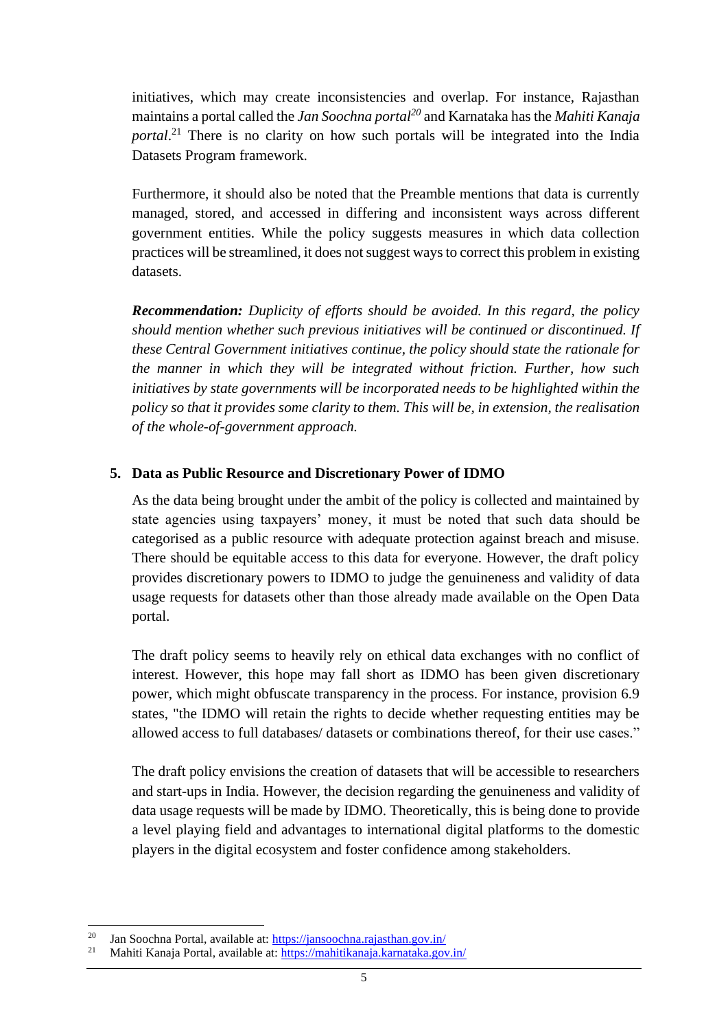initiatives, which may create inconsistencies and overlap. For instance, Rajasthan maintains a portal called the *Jan Soochna portal*[20] and Karnataka has the *Mahiti Kanaja portal*.[21] There is no clarity on how such portals will be integrated into the India Datasets Program framework.

Furthermore, it should also be noted that the Preamble mentions that data is currently managed, stored, and accessed in differing and inconsistent ways across different government entities. While the policy suggests measures in which data collection practices will be streamlined, it does not suggest ways to correct this problem in existing datasets.

***Recommendation:*** *Duplicity of efforts should be avoided. In this regard, the policy should mention whether such previous initiatives will be continued or discontinued. If these Central Government initiatives continue, the policy should state the rationale for the manner in which they will be integrated without friction. Further, how such initiatives by state governments will be incorporated needs to be highlighted within the policy so that it provides some clarity to them. This will be, in extension, the realisation of the whole-of-government approach.*

## 5. Data as Public Resource and Discretionary Power of IDMO

As the data being brought under the ambit of the policy is collected and maintained by state agencies using taxpayers' money, it must be noted that such data should be categorised as a public resource with adequate protection against breach and misuse. There should be equitable access to this data for everyone. However, the draft policy provides discretionary powers to IDMO to judge the genuineness and validity of data usage requests for datasets other than those already made available on the Open Data portal.

The draft policy seems to heavily rely on ethical data exchanges with no conflict of interest. However, this hope may fall short as IDMO has been given discretionary power, which might obfuscate transparency in the process. For instance, provision 6.9 states, "the IDMO will retain the rights to decide whether requesting entities may be allowed access to full databases/ datasets or combinations thereof, for their use cases."

The draft policy envisions the creation of datasets that will be accessible to researchers and start-ups in India. However, the decision regarding the genuineness and validity of data usage requests will be made by IDMO. Theoretically, this is being done to provide a level playing field and advantages to international digital platforms to the domestic players in the digital ecosystem and foster confidence among stakeholders.

---

[20] Jan Soochna Portal, available at: https://jansoochna.rajasthan.gov.in/

[21] Mahiti Kanaja Portal, available at: https://mahitikanaja.karnataka.gov.in/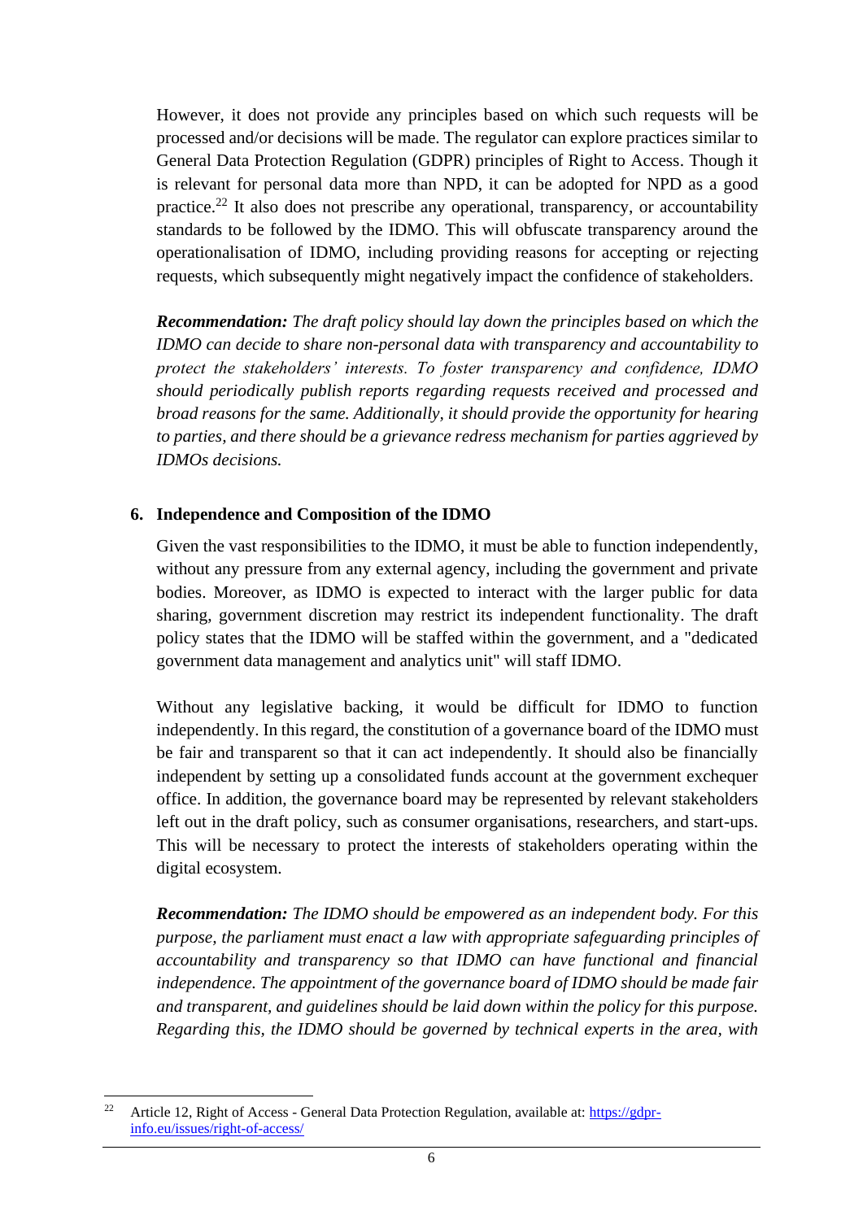However, it does not provide any principles based on which such requests will be processed and/or decisions will be made. The regulator can explore practices similar to General Data Protection Regulation (GDPR) principles of Right to Access. Though it is relevant for personal data more than NPD, it can be adopted for NPD as a good practice.[22] It also does not prescribe any operational, transparency, or accountability standards to be followed by the IDMO. This will obfuscate transparency around the operationalisation of IDMO, including providing reasons for accepting or rejecting requests, which subsequently might negatively impact the confidence of stakeholders.

***Recommendation:*** *The draft policy should lay down the principles based on which the IDMO can decide to share non-personal data with transparency and accountability to protect the stakeholders' interests. To foster transparency and confidence, IDMO should periodically publish reports regarding requests received and processed and broad reasons for the same. Additionally, it should provide the opportunity for hearing to parties, and there should be a grievance redress mechanism for parties aggrieved by IDMOs decisions.*

## 6. Independence and Composition of the IDMO

Given the vast responsibilities to the IDMO, it must be able to function independently, without any pressure from any external agency, including the government and private bodies. Moreover, as IDMO is expected to interact with the larger public for data sharing, government discretion may restrict its independent functionality. The draft policy states that the IDMO will be staffed within the government, and a "dedicated government data management and analytics unit" will staff IDMO.

Without any legislative backing, it would be difficult for IDMO to function independently. In this regard, the constitution of a governance board of the IDMO must be fair and transparent so that it can act independently. It should also be financially independent by setting up a consolidated funds account at the government exchequer office. In addition, the governance board may be represented by relevant stakeholders left out in the draft policy, such as consumer organisations, researchers, and start-ups. This will be necessary to protect the interests of stakeholders operating within the digital ecosystem.

***Recommendation:*** *The IDMO should be empowered as an independent body. For this purpose, the parliament must enact a law with appropriate safeguarding principles of accountability and transparency so that IDMO can have functional and financial independence. The appointment of the governance board of IDMO should be made fair and transparent, and guidelines should be laid down within the policy for this purpose. Regarding this, the IDMO should be governed by technical experts in the area, with*

---

[22] Article 12, Right of Access - General Data Protection Regulation, available at: https://gdpr-info.eu/issues/right-of-access/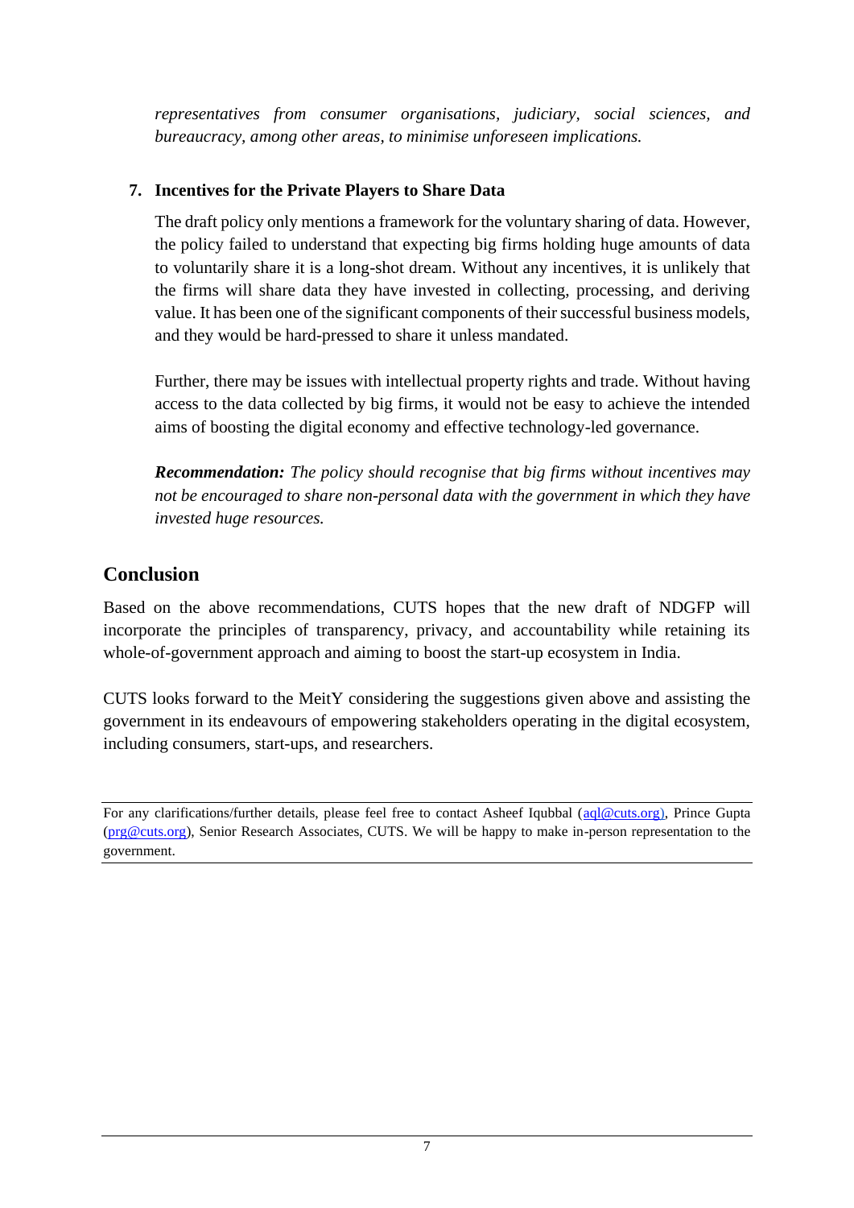*representatives from consumer organisations, judiciary, social sciences, and bureaucracy, among other areas, to minimise unforeseen implications.*

7. **Incentives for the Private Players to Share Data**

   The draft policy only mentions a framework for the voluntary sharing of data. However, the policy failed to understand that expecting big firms holding huge amounts of data to voluntarily share it is a long-shot dream. Without any incentives, it is unlikely that the firms will share data they have invested in collecting, processing, and deriving value. It has been one of the significant components of their successful business models, and they would be hard-pressed to share it unless mandated.

   Further, there may be issues with intellectual property rights and trade. Without having access to the data collected by big firms, it would not be easy to achieve the intended aims of boosting the digital economy and effective technology-led governance.

   ***Recommendation:*** *The policy should recognise that big firms without incentives may not be encouraged to share non-personal data with the government in which they have invested huge resources.*

## Conclusion

Based on the above recommendations, CUTS hopes that the new draft of NDGFP will incorporate the principles of transparency, privacy, and accountability while retaining its whole-of-government approach and aiming to boost the start-up ecosystem in India.

CUTS looks forward to the MeitY considering the suggestions given above and assisting the government in its endeavours of empowering stakeholders operating in the digital ecosystem, including consumers, start-ups, and researchers.

---

For any clarifications/further details, please feel free to contact Asheef Iqubbal (aql@cuts.org), Prince Gupta (prg@cuts.org), Senior Research Associates, CUTS. We will be happy to make in-person representation to the government.

---